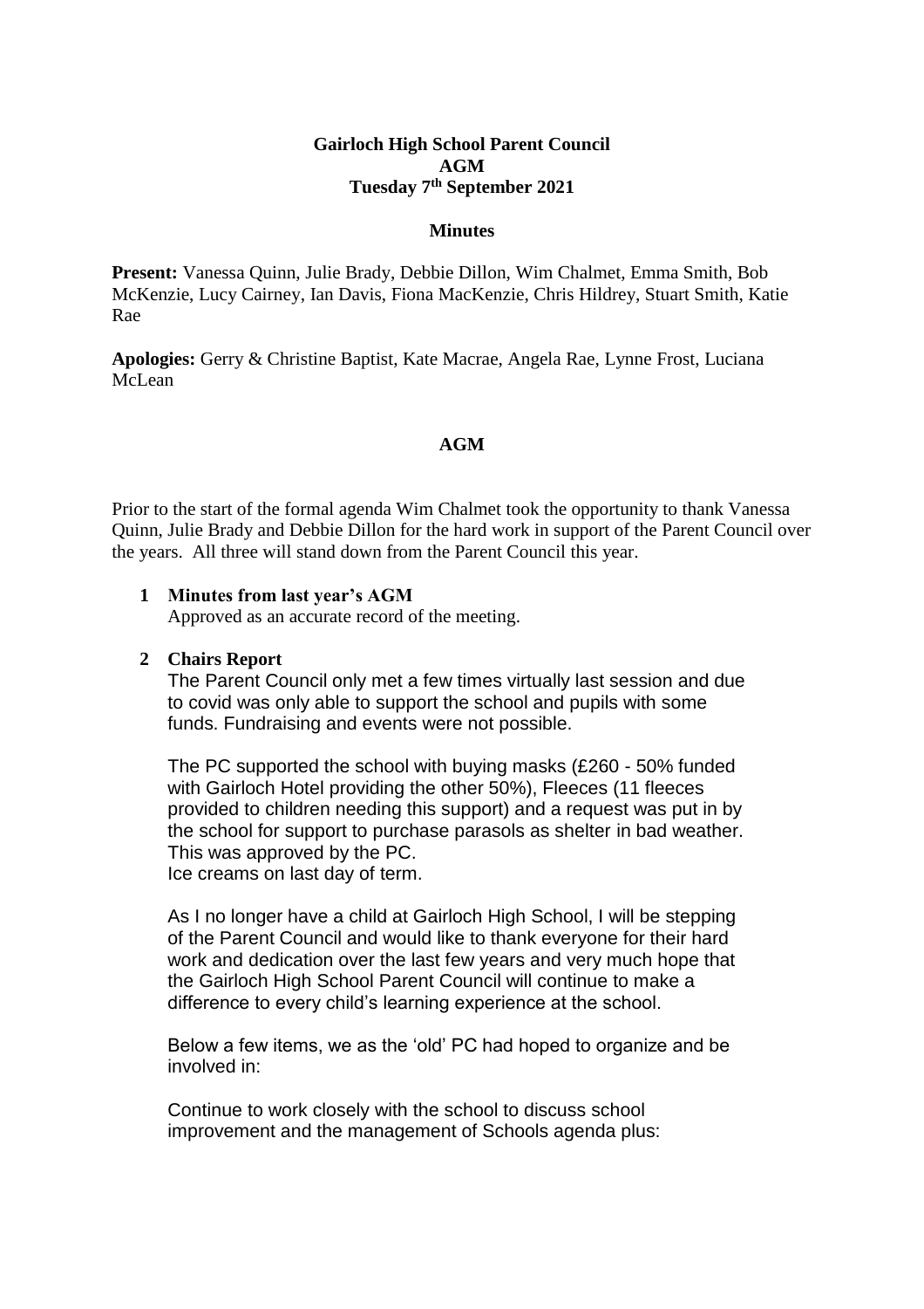**Gairloch High School Parent Council**
**AGM**
**Tuesday 7th September 2021**

**Minutes**

**Present:** Vanessa Quinn, Julie Brady, Debbie Dillon, Wim Chalmet, Emma Smith, Bob McKenzie, Lucy Cairney, Ian Davis, Fiona MacKenzie, Chris Hildrey, Stuart Smith, Katie Rae

**Apologies:** Gerry & Christine Baptist, Kate Macrae, Angela Rae, Lynne Frost, Luciana McLean

**AGM**

Prior to the start of the formal agenda Wim Chalmet took the opportunity to thank Vanessa Quinn, Julie Brady and Debbie Dillon for the hard work in support of the Parent Council over the years. All three will stand down from the Parent Council this year.

**1 Minutes from last year's AGM**

Approved as an accurate record of the meeting.

**2 Chairs Report**

The Parent Council only met a few times virtually last session and due to covid was only able to support the school and pupils with some funds. Fundraising and events were not possible.

The PC supported the school with buying masks (£260 - 50% funded with Gairloch Hotel providing the other 50%), Fleeces (11 fleeces provided to children needing this support) and a request was put in by the school for support to purchase parasols as shelter in bad weather. This was approved by the PC.
Ice creams on last day of term.

As I no longer have a child at Gairloch High School, I will be stepping of the Parent Council and would like to thank everyone for their hard work and dedication over the last few years and very much hope that the Gairloch High School Parent Council will continue to make a difference to every child's learning experience at the school.

Below a few items, we as the 'old' PC had hoped to organize and be involved in:

Continue to work closely with the school to discuss school improvement and the management of Schools agenda plus: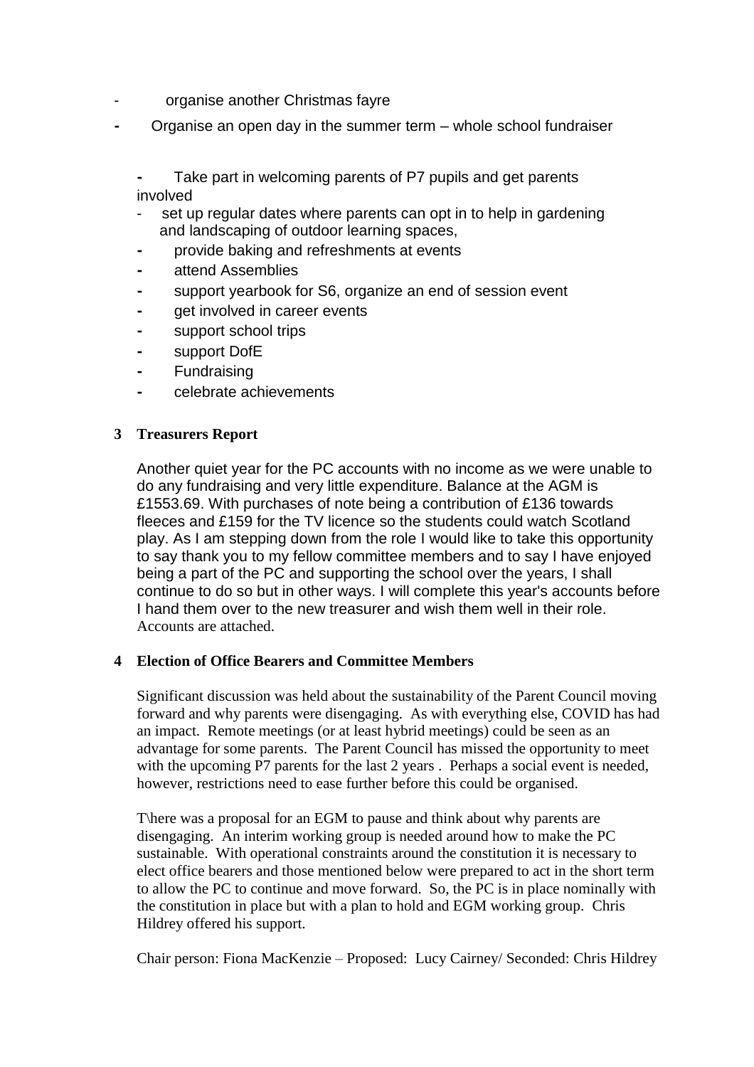- organise another Christmas fayre
- Organise an open day in the summer term – whole school fundraiser

- Take part in welcoming parents of P7 pupils and get parents involved
- set up regular dates where parents can opt in to help in gardening and landscaping of outdoor learning spaces,
- provide baking and refreshments at events
- attend Assemblies
- support yearbook for S6, organize an end of session event
- get involved in career events
- support school trips
- support DofE
- Fundraising
- celebrate achievements

**3 Treasurers Report**

Another quiet year for the PC accounts with no income as we were unable to do any fundraising and very little expenditure. Balance at the AGM is £1553.69. With purchases of note being a contribution of £136 towards fleeces and £159 for the TV licence so the students could watch Scotland play. As I am stepping down from the role I would like to take this opportunity to say thank you to my fellow committee members and to say I have enjoyed being a part of the PC and supporting the school over the years, I shall continue to do so but in other ways. I will complete this year's accounts before I hand them over to the new treasurer and wish them well in their role. Accounts are attached.

**4 Election of Office Bearers and Committee Members**

Significant discussion was held about the sustainability of the Parent Council moving forward and why parents were disengaging. As with everything else, COVID has had an impact. Remote meetings (or at least hybrid meetings) could be seen as an advantage for some parents. The Parent Council has missed the opportunity to meet with the upcoming P7 parents for the last 2 years . Perhaps a social event is needed, however, restrictions need to ease further before this could be organised.

T\here was a proposal for an EGM to pause and think about why parents are disengaging. An interim working group is needed around how to make the PC sustainable. With operational constraints around the constitution it is necessary to elect office bearers and those mentioned below were prepared to act in the short term to allow the PC to continue and move forward. So, the PC is in place nominally with the constitution in place but with a plan to hold and EGM working group. Chris Hildrey offered his support.

Chair person: Fiona MacKenzie – Proposed: Lucy Cairney/ Seconded: Chris Hildrey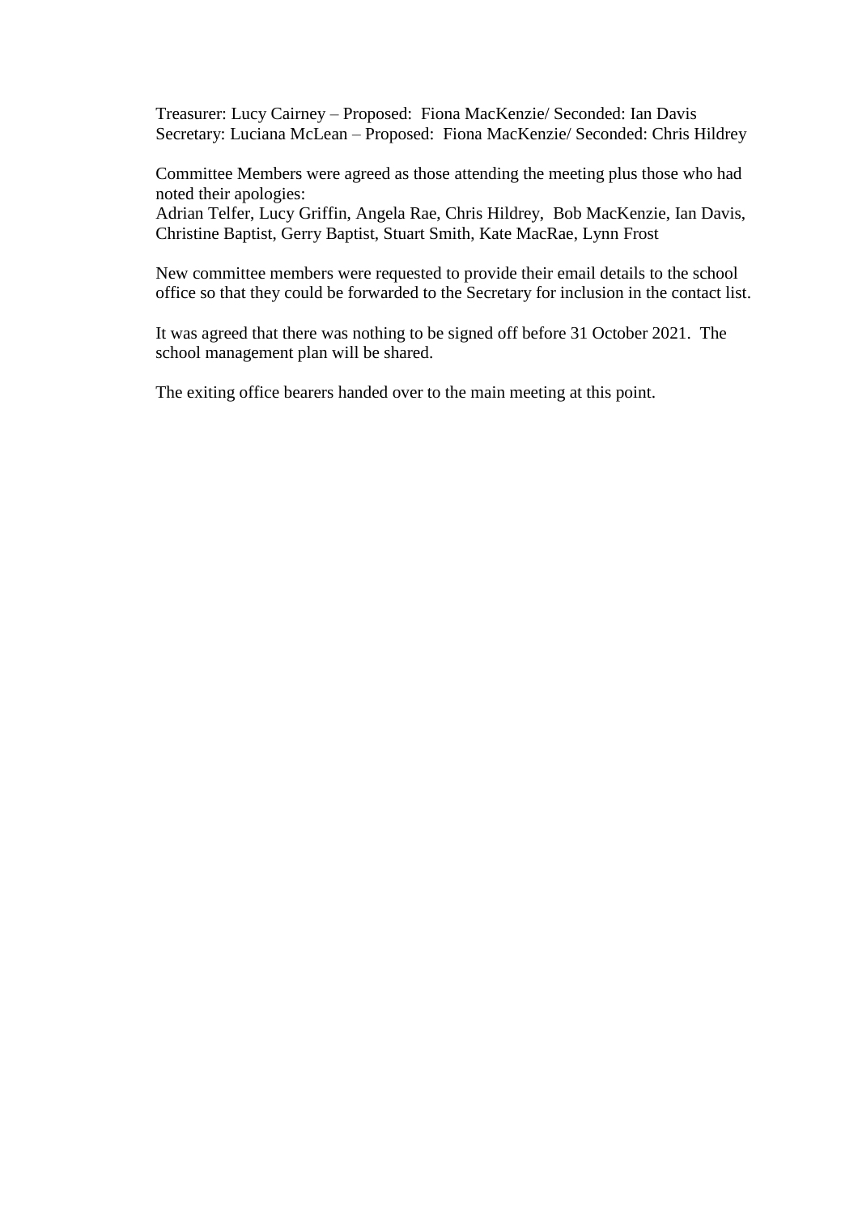Treasurer: Lucy Cairney – Proposed: Fiona MacKenzie/ Seconded: Ian Davis
Secretary: Luciana McLean – Proposed: Fiona MacKenzie/ Seconded: Chris Hildrey

Committee Members were agreed as those attending the meeting plus those who had noted their apologies:
Adrian Telfer, Lucy Griffin, Angela Rae, Chris Hildrey, Bob MacKenzie, Ian Davis, Christine Baptist, Gerry Baptist, Stuart Smith, Kate MacRae, Lynn Frost

New committee members were requested to provide their email details to the school office so that they could be forwarded to the Secretary for inclusion in the contact list.

It was agreed that there was nothing to be signed off before 31 October 2021. The school management plan will be shared.

The exiting office bearers handed over to the main meeting at this point.